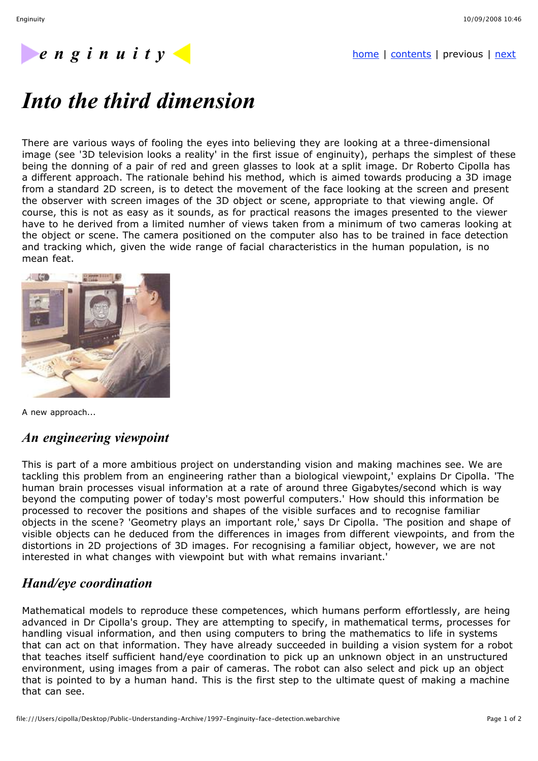e n g i n u i t y

home | contents | previous | next

# Into the third dimension

There are various ways of fooling the eyes into believing they are looking at a three-dimensional image (see '3D television looks a reality' in the first issue of enginuity), perhaps the simplest of these being the donning of a pair of red and green glasses to look at a split image. Dr Roberto Cipolla has a different approach. The rationale behind his method, which is aimed towards producing a 3D image from a standard 2D screen, is to detect the movement of the face looking at the screen and present the observer with screen images of the 3D object or scene, appropriate to that viewing angle. Of course, this is not as easy as it sounds, as for practical reasons the images presented to the viewer have to he derived from a limited numher of views taken from a minimum of two cameras looking at the object or scene. The camera positioned on the computer also has to be trained in face detection and tracking which, given the wide range of facial characteristics in the human population, is no mean feat.

A new approach...

## An engineering viewpoint

This is part of a more ambitious project on understanding vision and making machines see. We are tackling this problem from an engineering rather than a biological viewpoint,' explains Dr Cipolla. 'The human brain processes visual information at a rate of around three Gigabytes/second which is way beyond the computing power of today's most powerful computers.' How should this information be processed to recover the positions and shapes of the visible surfaces and to recognise familiar objects in the scene? 'Geometry plays an important role,' says Dr Cipolla. 'The position and shape of visible objects can he deduced from the differences in images from different viewpoints, and from the distortions in 2D projections of 3D images. For recognising a familiar object, however, we are not interested in what changes with viewpoint but with what remains invariant.'

## Hand/eye coordination

Mathematical models to reproduce these competences, which humans perform effortlessly, are heing advanced in Dr Cipolla's group. They are attempting to specify, in mathematical terms, processes for handling visual information, and then using computers to bring the mathematics to life in systems that can act on that information. They have already succeeded in building a vision system for a robot that teaches itself sufficient hand/eye coordination to pick up an unknown object in an unstructured environment, using images from a pair of cameras. The robot can also select and pick up an object that is pointed to by a human hand. This is the first step to the ultimate quest of making a machine that can see.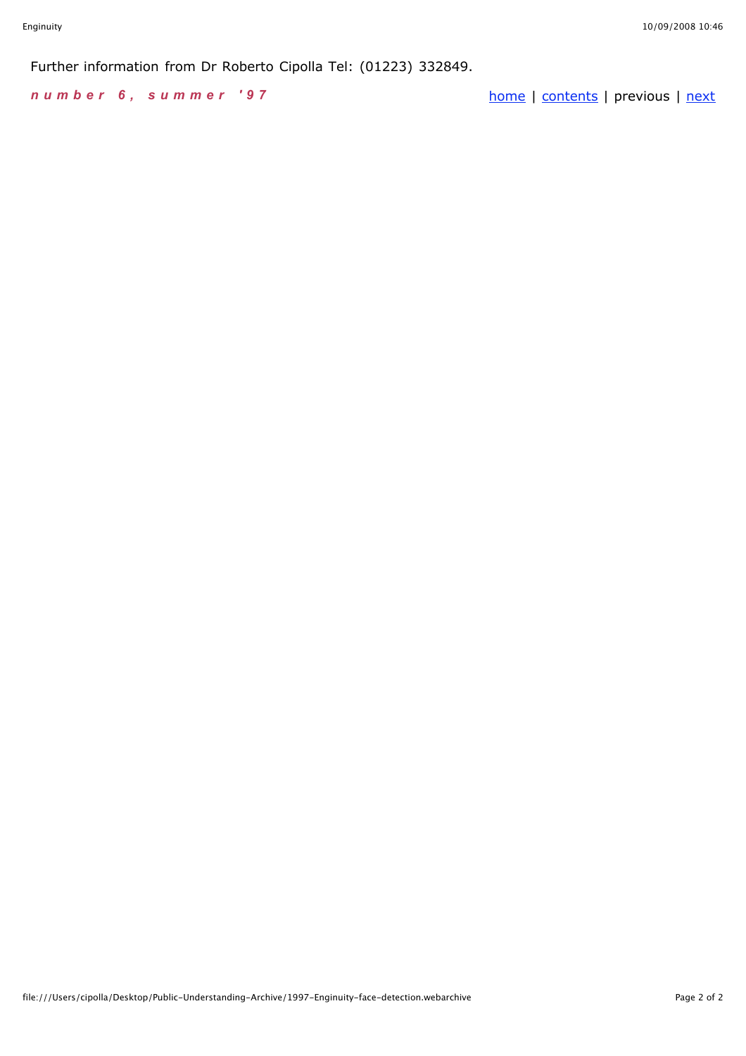Further information from Dr Roberto Cipolla Tel: (01223) 332849.

*number 6, summer '97*

home | contents | previous | next